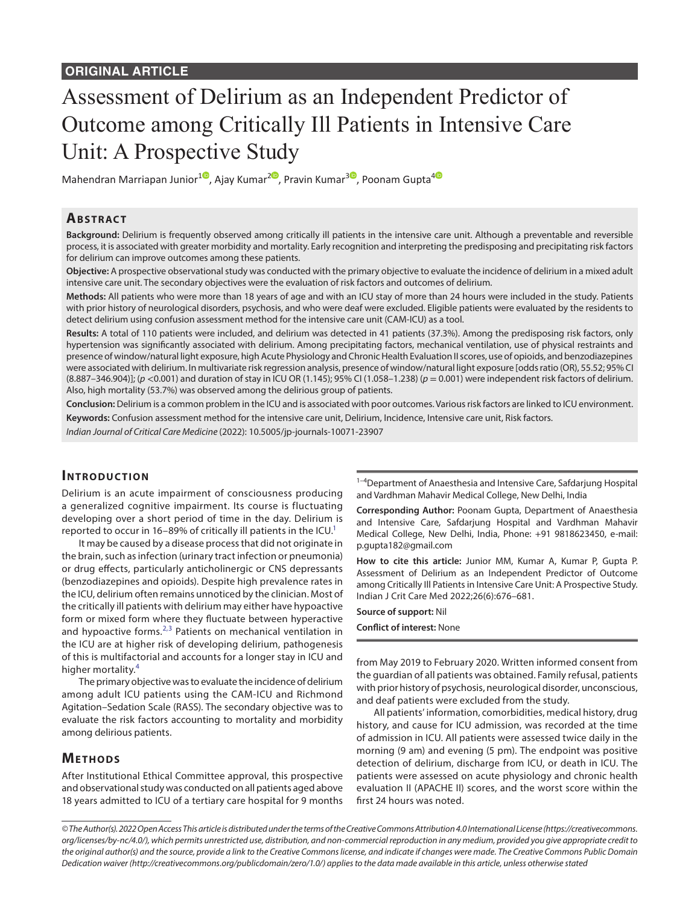ORIGINAL ARTICLE

# Assessment of Delirium as an Independent Predictor of Outcome among Critically Ill Patients in Intensive Care Unit: A Prospective Study

Mahendran Marriapan Junior[1], Ajay Kumar[2], Pravin Kumar[3], Poonam Gupta[4]

## Abstract

**Background:** Delirium is frequently observed among critically ill patients in the intensive care unit. Although a preventable and reversible process, it is associated with greater morbidity and mortality. Early recognition and interpreting the predisposing and precipitating risk factors for delirium can improve outcomes among these patients.

**Objective:** A prospective observational study was conducted with the primary objective to evaluate the incidence of delirium in a mixed adult intensive care unit. The secondary objectives were the evaluation of risk factors and outcomes of delirium.

**Methods:** All patients who were more than 18 years of age and with an ICU stay of more than 24 hours were included in the study. Patients with prior history of neurological disorders, psychosis, and who were deaf were excluded. Eligible patients were evaluated by the residents to detect delirium using confusion assessment method for the intensive care unit (CAM-ICU) as a tool.

**Results:** A total of 110 patients were included, and delirium was detected in 41 patients (37.3%). Among the predisposing risk factors, only hypertension was significantly associated with delirium. Among precipitating factors, mechanical ventilation, use of physical restraints and presence of window/natural light exposure, high Acute Physiology and Chronic Health Evaluation II scores, use of opioids, and benzodiazepines were associated with delirium. In multivariate risk regression analysis, presence of window/natural light exposure [odds ratio (OR), 55.52; 95% CI (8.887–346.904)]; ($p$ <0.001) and duration of stay in ICU OR (1.145); 95% CI (1.058–1.238) ($p$ = 0.001) were independent risk factors of delirium. Also, high mortality (53.7%) was observed among the delirious group of patients.

**Conclusion:** Delirium is a common problem in the ICU and is associated with poor outcomes. Various risk factors are linked to ICU environment.

**Keywords:** Confusion assessment method for the intensive care unit, Delirium, Incidence, Intensive care unit, Risk factors.

*Indian Journal of Critical Care Medicine* (2022): 10.5005/jp-journals-10071-23907

## Introduction

Delirium is an acute impairment of consciousness producing a generalized cognitive impairment. Its course is fluctuating developing over a short period of time in the day. Delirium is reported to occur in 16–89% of critically ill patients in the ICU.[1]

It may be caused by a disease process that did not originate in the brain, such as infection (urinary tract infection or pneumonia) or drug effects, particularly anticholinergic or CNS depressants (benzodiazepines and opioids). Despite high prevalence rates in the ICU, delirium often remains unnoticed by the clinician. Most of the critically ill patients with delirium may either have hypoactive form or mixed form where they fluctuate between hyperactive and hypoactive forms.[2,3] Patients on mechanical ventilation in the ICU are at higher risk of developing delirium, pathogenesis of this is multifactorial and accounts for a longer stay in ICU and higher mortality.[4]

The primary objective was to evaluate the incidence of delirium among adult ICU patients using the CAM-ICU and Richmond Agitation–Sedation Scale (RASS). The secondary objective was to evaluate the risk factors accounting to mortality and morbidity among delirious patients.

## Methods

After Institutional Ethical Committee approval, this prospective and observational study was conducted on all patients aged above 18 years admitted to ICU of a tertiary care hospital for 9 months from May 2019 to February 2020. Written informed consent from the guardian of all patients was obtained. Family refusal, patients with prior history of psychosis, neurological disorder, unconscious, and deaf patients were excluded from the study.

All patients' information, comorbidities, medical history, drug history, and cause for ICU admission, was recorded at the time of admission in ICU. All patients were assessed twice daily in the morning (9 am) and evening (5 pm). The endpoint was positive detection of delirium, discharge from ICU, or death in ICU. The patients were assessed on acute physiology and chronic health evaluation II (APACHE II) scores, and the worst score within the first 24 hours was noted.

---

[1–4]Department of Anaesthesia and Intensive Care, Safdarjung Hospital and Vardhman Mahavir Medical College, New Delhi, India

**Corresponding Author:** Poonam Gupta, Department of Anaesthesia and Intensive Care, Safdarjung Hospital and Vardhman Mahavir Medical College, New Delhi, India, Phone: +91 9818623450, e-mail: p.gupta182@gmail.com

**How to cite this article:** Junior MM, Kumar A, Kumar P, Gupta P. Assessment of Delirium as an Independent Predictor of Outcome among Critically Ill Patients in Intensive Care Unit: A Prospective Study. Indian J Crit Care Med 2022;26(6):676–681.

**Source of support:** Nil

**Conflict of interest:** None

---

*© The Author(s). 2022 Open Access This article is distributed under the terms of the Creative Commons Attribution 4.0 International License (https://creativecommons.org/licenses/by-nc/4.0/), which permits unrestricted use, distribution, and non-commercial reproduction in any medium, provided you give appropriate credit to the original author(s) and the source, provide a link to the Creative Commons license, and indicate if changes were made. The Creative Commons Public Domain Dedication waiver (http://creativecommons.org/publicdomain/zero/1.0/) applies to the data made available in this article, unless otherwise stated*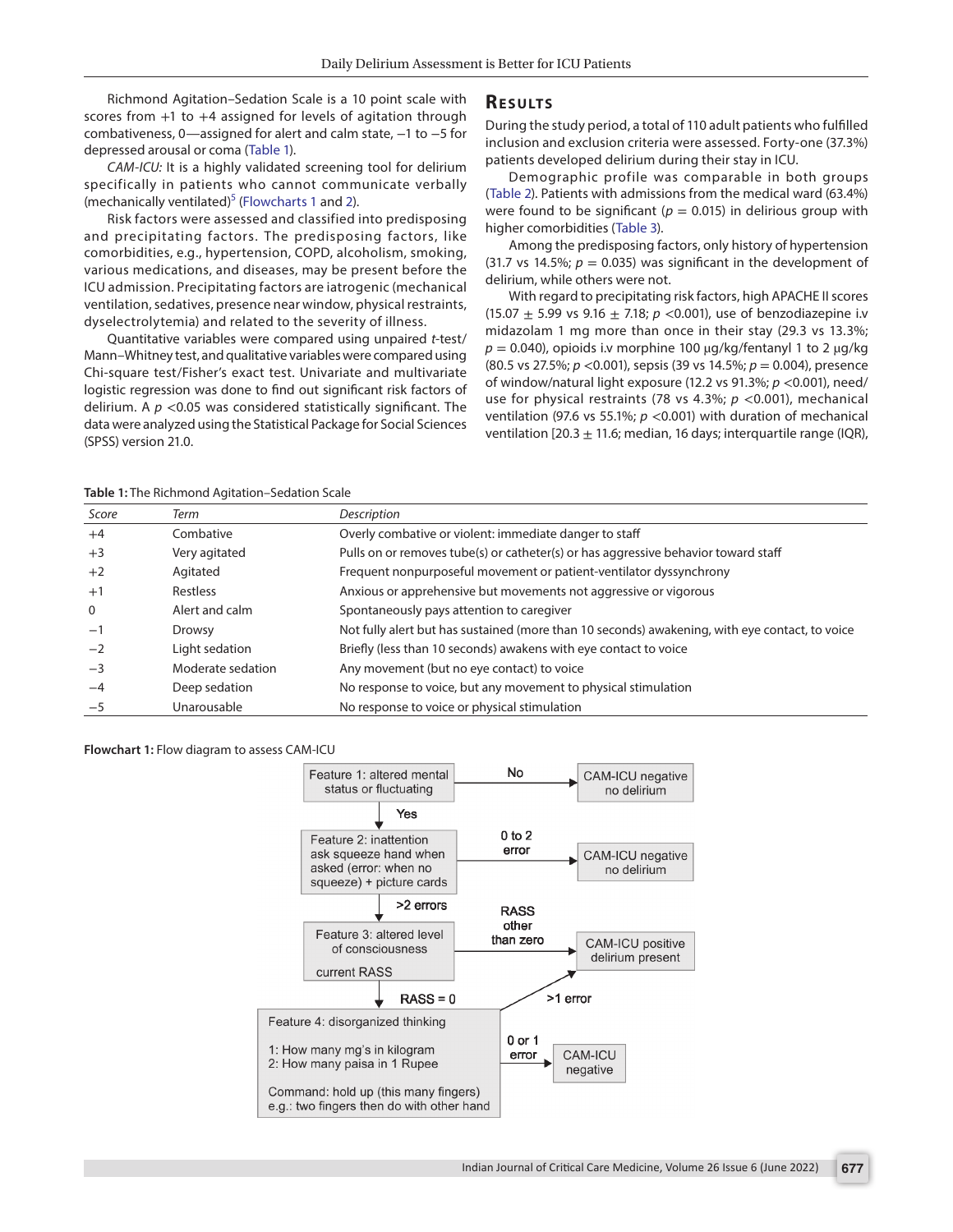Richmond Agitation–Sedation Scale is a 10 point scale with scores from +1 to +4 assigned for levels of agitation through combativeness, 0—assigned for alert and calm state, −1 to −5 for depressed arousal or coma (Table 1).

*CAM-ICU:* It is a highly validated screening tool for delirium specifically in patients who cannot communicate verbally (mechanically ventilated)[5] (Flowcharts 1 and 2).

Risk factors were assessed and classified into predisposing and precipitating factors. The predisposing factors, like comorbidities, e.g., hypertension, COPD, alcoholism, smoking, various medications, and diseases, may be present before the ICU admission. Precipitating factors are iatrogenic (mechanical ventilation, sedatives, presence near window, physical restraints, dyselectrolytemia) and related to the severity of illness.

Quantitative variables were compared using unpaired *t*-test/Mann–Whitney test, and qualitative variables were compared using Chi-square test/Fisher's exact test. Univariate and multivariate logistic regression was done to find out significant risk factors of delirium. A $p$ <0.05 was considered statistically significant. The data were analyzed using the Statistical Package for Social Sciences (SPSS) version 21.0.

## Results

During the study period, a total of 110 adult patients who fulfilled inclusion and exclusion criteria were assessed. Forty-one (37.3%) patients developed delirium during their stay in ICU.

Demographic profile was comparable in both groups (Table 2). Patients with admissions from the medical ward (63.4%) were found to be significant ($p$ = 0.015) in delirious group with higher comorbidities (Table 3).

Among the predisposing factors, only history of hypertension (31.7 vs 14.5%; $p$ = 0.035) was significant in the development of delirium, while others were not.

With regard to precipitating risk factors, high APACHE II scores (15.07 ± 5.99 vs 9.16 ± 7.18; $p$ <0.001), use of benzodiazepine i.v midazolam 1 mg more than once in their stay (29.3 vs 13.3%; $p$ = 0.040), opioids i.v morphine 100 μg/kg/fentanyl 1 to 2 μg/kg (80.5 vs 27.5%; $p$ <0.001), sepsis (39 vs 14.5%; $p$ = 0.004), presence of window/natural light exposure (12.2 vs 91.3%; $p$ <0.001), need/use for physical restraints (78 vs 4.3%; $p$ <0.001), mechanical ventilation (97.6 vs 55.1%; $p$ <0.001) with duration of mechanical ventilation [20.3 ± 11.6; median, 16 days; interquartile range (IQR),

**Table 1:** The Richmond Agitation–Sedation Scale

| *Score* | *Term* | *Description* |
|---|---|---|
| +4 | Combative | Overly combative or violent: immediate danger to staff |
| +3 | Very agitated | Pulls on or removes tube(s) or catheter(s) or has aggressive behavior toward staff |
| +2 | Agitated | Frequent nonpurposeful movement or patient-ventilator dyssynchrony |
| +1 | Restless | Anxious or apprehensive but movements not aggressive or vigorous |
| 0 | Alert and calm | Spontaneously pays attention to caregiver |
| −1 | Drowsy | Not fully alert but has sustained (more than 10 seconds) awakening, with eye contact, to voice |
| −2 | Light sedation | Briefly (less than 10 seconds) awakens with eye contact to voice |
| −3 | Moderate sedation | Any movement (but no eye contact) to voice |
| −4 | Deep sedation | No response to voice, but any movement to physical stimulation |
| −5 | Unarousable | No response to voice or physical stimulation |

**Flowchart 1:** Flow diagram to assess CAM-ICU

- Feature 1: altered mental status or fluctuating — No → CAM-ICU negative no delirium; Yes ↓
- Feature 2: inattention ask squeeze hand when asked (error: when no squeeze) + picture cards — 0 to 2 error → CAM-ICU negative no delirium; >2 errors ↓
- Feature 3: altered level of consciousness current RASS — RASS other than zero → CAM-ICU positive delirium present; RASS = 0 ↓
- Feature 4: disorganized thinking
  1: How many mg's in kilogram
  2: How many paisa in 1 Rupee
  Command: hold up (this many fingers) e.g.: two fingers then do with other hand
  — >1 error → CAM-ICU positive delirium present; 0 or 1 error → CAM-ICU negative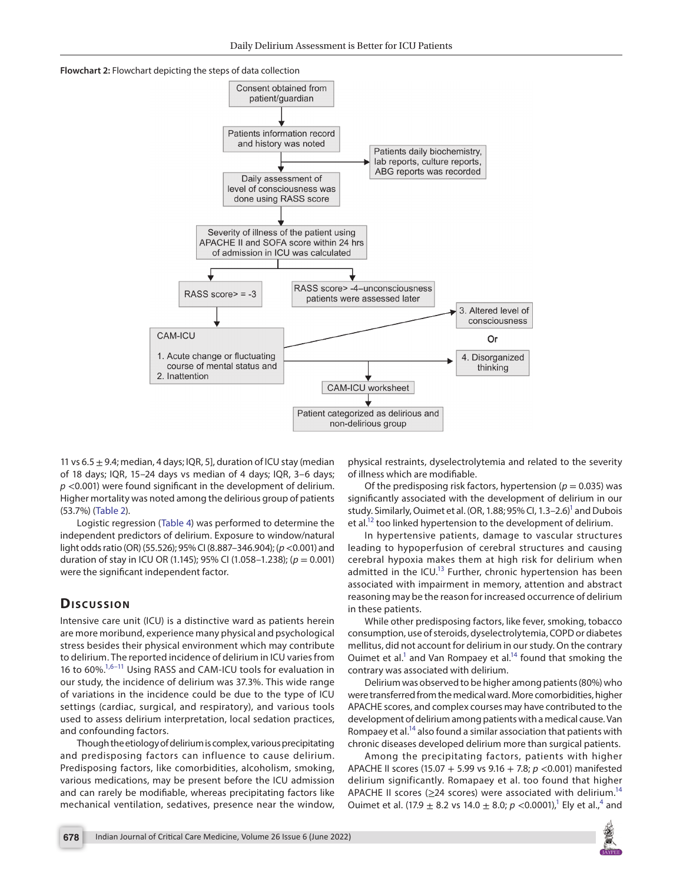**Flowchart 2:** Flowchart depicting the steps of data collection

Consent obtained from patient/guardian

Patients information record and history was noted

Patients daily biochemistry, lab reports, culture reports, ABG reports was recorded

Daily assessment of level of consciousness was done using RASS score

Severity of illness of the patient using APACHE II and SOFA score within 24 hrs of admission in ICU was calculated

RASS score> = -3

RASS score> -4–unconsciousness patients were assessed later

CAM-ICU

1. Acute change or fluctuating course of mental status and
2. Inattention

3. Altered level of consciousness

Or

4. Disorganized thinking

CAM-ICU worksheet

Patient categorized as delirious and non-delirious group

11 vs 6.5 ± 9.4; median, 4 days; IQR, 5], duration of ICU stay (median of 18 days; IQR, 15–24 days vs median of 4 days; IQR, 3–6 days; $p$ <0.001) were found significant in the development of delirium. Higher mortality was noted among the delirious group of patients (53.7%) (Table 2).

Logistic regression (Table 4) was performed to determine the independent predictors of delirium. Exposure to window/natural light odds ratio (OR) (55.526); 95% CI (8.887–346.904); ($p$ <0.001) and duration of stay in ICU OR (1.145); 95% CI (1.058–1.238); ($p$ = 0.001) were the significant independent factor.

## Discussion

Intensive care unit (ICU) is a distinctive ward as patients herein are more moribund, experience many physical and psychological stress besides their physical environment which may contribute to delirium. The reported incidence of delirium in ICU varies from 16 to 60%.[1,6–11] Using RASS and CAM-ICU tools for evaluation in our study, the incidence of delirium was 37.3%. This wide range of variations in the incidence could be due to the type of ICU settings (cardiac, surgical, and respiratory), and various tools used to assess delirium interpretation, local sedation practices, and confounding factors.

Though the etiology of delirium is complex, various precipitating and predisposing factors can influence to cause delirium. Predisposing factors, like comorbidities, alcoholism, smoking, various medications, may be present before the ICU admission and can rarely be modifiable, whereas precipitating factors like mechanical ventilation, sedatives, presence near the window, physical restraints, dyselectrolytemia and related to the severity of illness which are modifiable.

Of the predisposing risk factors, hypertension ($p$ = 0.035) was significantly associated with the development of delirium in our study. Similarly, Ouimet et al. (OR, 1.88; 95% CI, 1.3–2.6)[1] and Dubois et al.[12] too linked hypertension to the development of delirium.

In hypertensive patients, damage to vascular structures leading to hypoperfusion of cerebral structures and causing cerebral hypoxia makes them at high risk for delirium when admitted in the ICU.[13] Further, chronic hypertension has been associated with impairment in memory, attention and abstract reasoning may be the reason for increased occurrence of delirium in these patients.

While other predisposing factors, like fever, smoking, tobacco consumption, use of steroids, dyselectrolytemia, COPD or diabetes mellitus, did not account for delirium in our study. On the contrary Ouimet et al.[1] and Van Rompaey et al.[14] found that smoking the contrary was associated with delirium.

Delirium was observed to be higher among patients (80%) who were transferred from the medical ward. More comorbidities, higher APACHE scores, and complex courses may have contributed to the development of delirium among patients with a medical cause. Van Rompaey et al.[14] also found a similar association that patients with chronic diseases developed delirium more than surgical patients.

Among the precipitating factors, patients with higher APACHE II scores (15.07 + 5.99 vs 9.16 + 7.8; $p$ <0.001) manifested delirium significantly. Romapaey et al. too found that higher APACHE II scores (≥24 scores) were associated with delirium.[14] Ouimet et al. (17.9 ± 8.2 vs 14.0 ± 8.0; $p$ <0.0001),[1] Ely et al.,[4] and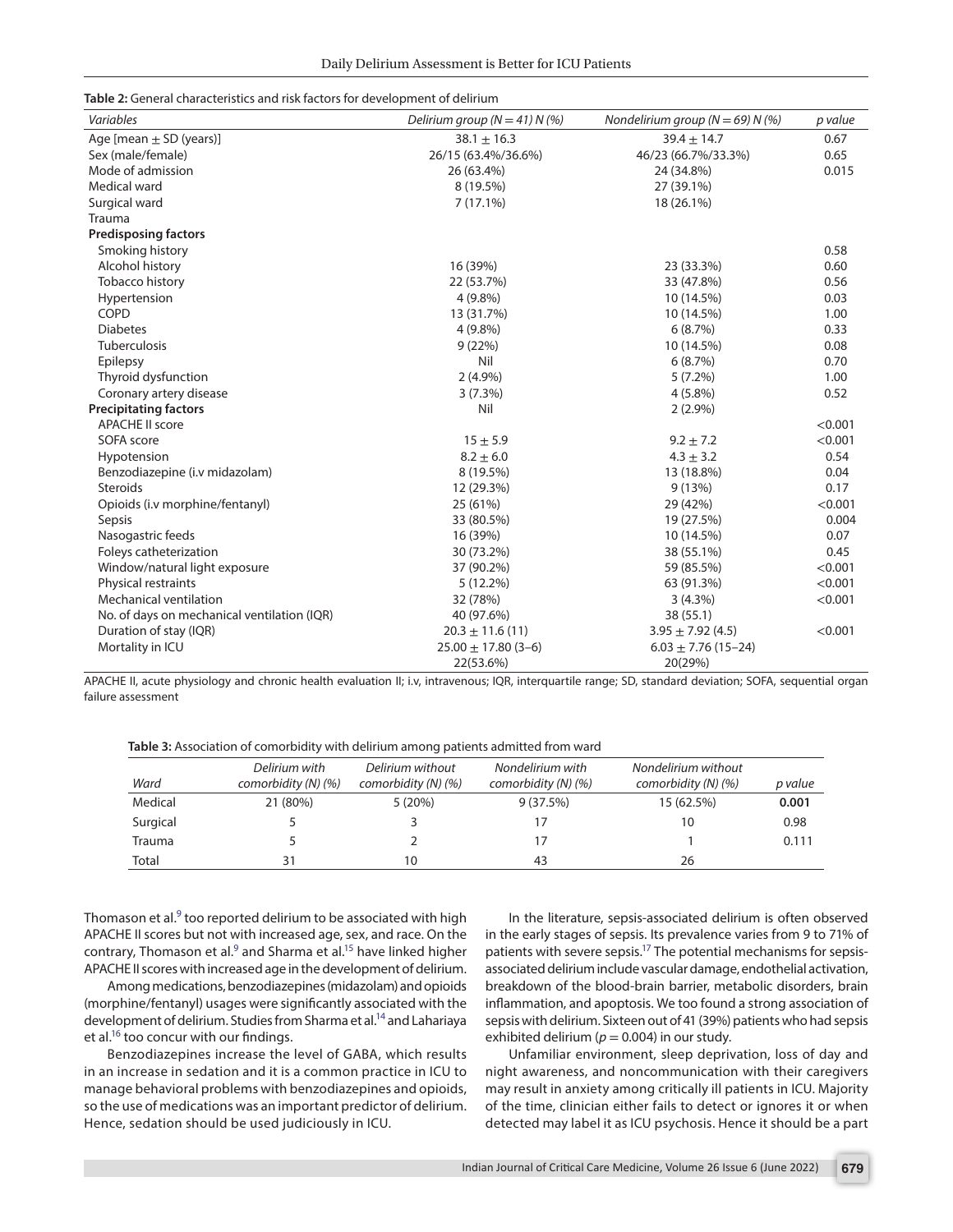**Table 2:** General characteristics and risk factors for development of delirium

| *Variables* | *Delirium group (N = 41) N (%)* | *Nondelirium group (N = 69) N (%)* | *p value* |
|---|---|---|---|
| Age [mean ± SD (years)] | 38.1 ± 16.3 | 39.4 ± 14.7 | 0.67 |
| Sex (male/female) | 26/15 (63.4%/36.6%) | 46/23 (66.7%/33.3%) | 0.65 |
| Mode of admission | 26 (63.4%) | 24 (34.8%) | 0.015 |
| Medical ward | 8 (19.5%) | 27 (39.1%) | |
| Surgical ward | 7 (17.1%) | 18 (26.1%) | |
| Trauma | | | |
| **Predisposing factors** | | | |
| Smoking history | | | 0.58 |
| Alcohol history | 16 (39%) | 23 (33.3%) | 0.60 |
| Tobacco history | 22 (53.7%) | 33 (47.8%) | 0.56 |
| Hypertension | 4 (9.8%) | 10 (14.5%) | 0.03 |
| COPD | 13 (31.7%) | 10 (14.5%) | 1.00 |
| Diabetes | 4 (9.8%) | 6 (8.7%) | 0.33 |
| Tuberculosis | 9 (22%) | 10 (14.5%) | 0.08 |
| Epilepsy | Nil | 6 (8.7%) | 0.70 |
| Thyroid dysfunction | 2 (4.9%) | 5 (7.2%) | 1.00 |
| Coronary artery disease | 3 (7.3%) | 4 (5.8%) | 0.52 |
| **Precipitating factors** | Nil | 2 (2.9%) | |
| APACHE II score | | | <0.001 |
| SOFA score | 15 ± 5.9 | 9.2 ± 7.2 | <0.001 |
| Hypotension | 8.2 ± 6.0 | 4.3 ± 3.2 | 0.54 |
| Benzodiazepine (i.v midazolam) | 8 (19.5%) | 13 (18.8%) | 0.04 |
| Steroids | 12 (29.3%) | 9 (13%) | 0.17 |
| Opioids (i.v morphine/fentanyl) | 25 (61%) | 29 (42%) | <0.001 |
| Sepsis | 33 (80.5%) | 19 (27.5%) | 0.004 |
| Nasogastric feeds | 16 (39%) | 10 (14.5%) | 0.07 |
| Foleys catheterization | 30 (73.2%) | 38 (55.1%) | 0.45 |
| Window/natural light exposure | 37 (90.2%) | 59 (85.5%) | <0.001 |
| Physical restraints | 5 (12.2%) | 63 (91.3%) | <0.001 |
| Mechanical ventilation | 32 (78%) | 3 (4.3%) | <0.001 |
| No. of days on mechanical ventilation (IQR) | 40 (97.6%) | 38 (55.1) | |
| Duration of stay (IQR) | 20.3 ± 11.6 (11) | 3.95 ± 7.92 (4.5) | <0.001 |
| Mortality in ICU | 25.00 ± 17.80 (3–6) | 6.03 ± 7.76 (15–24) | |
| | 22(53.6%) | 20(29%) | |

APACHE II, acute physiology and chronic health evaluation II; i.v, intravenous; IQR, interquartile range; SD, standard deviation; SOFA, sequential organ failure assessment

**Table 3:** Association of comorbidity with delirium among patients admitted from ward

| *Ward* | *Delirium with comorbidity (N) (%)* | *Delirium without comorbidity (N) (%)* | *Nondelirium with comorbidity (N) (%)* | *Nondelirium without comorbidity (N) (%)* | *p value* |
|---|---|---|---|---|---|
| Medical | 21 (80%) | 5 (20%) | 9 (37.5%) | 15 (62.5%) | **0.001** |
| Surgical | 5 | 3 | 17 | 10 | 0.98 |
| Trauma | 5 | 2 | 17 | 1 | 0.111 |
| Total | 31 | 10 | 43 | 26 | |

Thomason et al.[9] too reported delirium to be associated with high APACHE II scores but not with increased age, sex, and race. On the contrary, Thomason et al.[9] and Sharma et al.[15] have linked higher APACHE II scores with increased age in the development of delirium.

Among medications, benzodiazepines (midazolam) and opioids (morphine/fentanyl) usages were significantly associated with the development of delirium. Studies from Sharma et al.[14] and Lahariaya et al.[16] too concur with our findings.

Benzodiazepines increase the level of GABA, which results in an increase in sedation and it is a common practice in ICU to manage behavioral problems with benzodiazepines and opioids, so the use of medications was an important predictor of delirium. Hence, sedation should be used judiciously in ICU.

In the literature, sepsis-associated delirium is often observed in the early stages of sepsis. Its prevalence varies from 9 to 71% of patients with severe sepsis.[17] The potential mechanisms for sepsis-associated delirium include vascular damage, endothelial activation, breakdown of the blood-brain barrier, metabolic disorders, brain inflammation, and apoptosis. We too found a strong association of sepsis with delirium. Sixteen out of 41 (39%) patients who had sepsis exhibited delirium ($p = 0.004$) in our study.

Unfamiliar environment, sleep deprivation, loss of day and night awareness, and noncommunication with their caregivers may result in anxiety among critically ill patients in ICU. Majority of the time, clinician either fails to detect or ignores it or when detected may label it as ICU psychosis. Hence it should be a part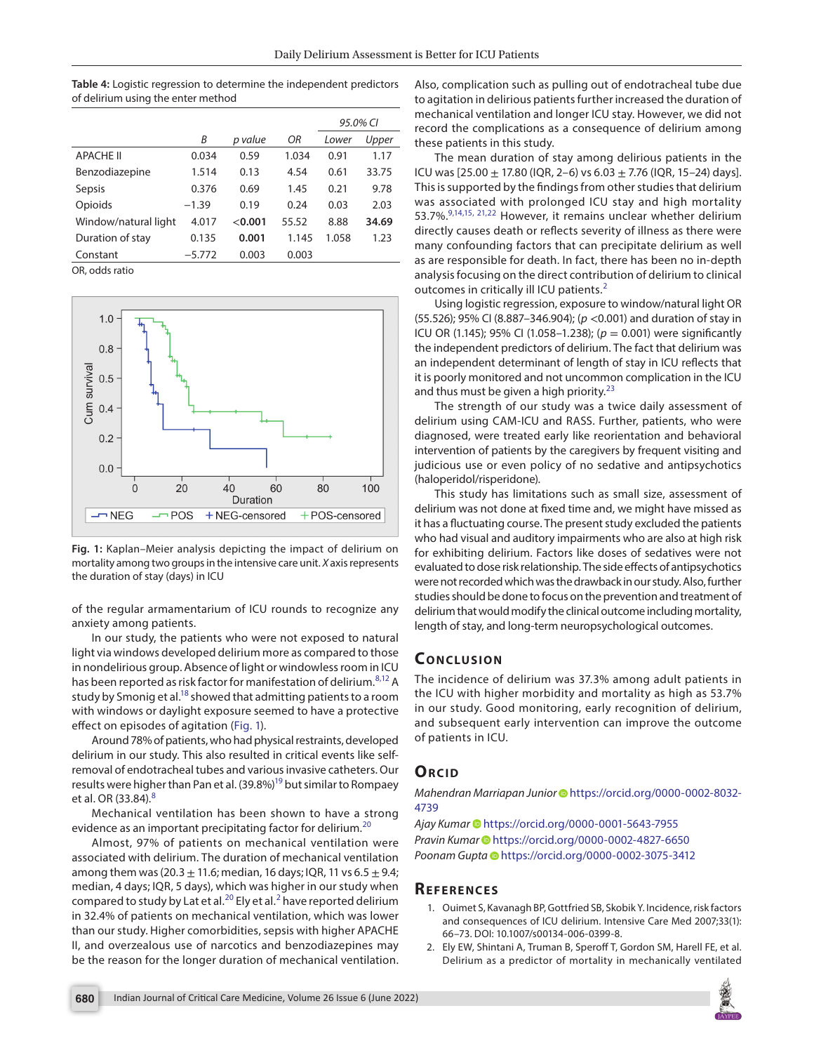**Table 4:** Logistic regression to determine the independent predictors of delirium using the enter method

| | | | | 95.0% CI | |
|---|---|---|---|---|---|
| | B | p value | OR | Lower | Upper |
| APACHE II | 0.034 | 0.59 | 1.034 | 0.91 | 1.17 |
| Benzodiazepine | 1.514 | 0.13 | 4.54 | 0.61 | 33.75 |
| Sepsis | 0.376 | 0.69 | 1.45 | 0.21 | 9.78 |
| Opioids | −1.39 | 0.19 | 0.24 | 0.03 | 2.03 |
| Window/natural light | 4.017 | **<0.001** | 55.52 | 8.88 | **34.69** |
| Duration of stay | 0.135 | **0.001** | 1.145 | 1.058 | 1.23 |
| Constant | −5.772 | 0.003 | 0.003 | | |

OR, odds ratio

**Fig. 1:** Kaplan–Meier analysis depicting the impact of delirium on mortality among two groups in the intensive care unit. *X* axis represents the duration of stay (days) in ICU

of the regular armamentarium of ICU rounds to recognize any anxiety among patients.

In our study, the patients who were not exposed to natural light via windows developed delirium more as compared to those in nondelirious group. Absence of light or windowless room in ICU has been reported as risk factor for manifestation of delirium.[8,12] A study by Smonig et al.[18] showed that admitting patients to a room with windows or daylight exposure seemed to have a protective effect on episodes of agitation (Fig. 1).

Around 78% of patients, who had physical restraints, developed delirium in our study. This also resulted in critical events like self-removal of endotracheal tubes and various invasive catheters. Our results were higher than Pan et al. (39.8%)[19] but similar to Rompaey et al. OR (33.84).[8]

Mechanical ventilation has been shown to have a strong evidence as an important precipitating factor for delirium.[20]

Almost, 97% of patients on mechanical ventilation were associated with delirium. The duration of mechanical ventilation among them was (20.3 ± 11.6; median, 16 days; IQR, 11 vs 6.5 ± 9.4; median, 4 days; IQR, 5 days), which was higher in our study when compared to study by Lat et al.[20] Ely et al.[2] have reported delirium in 32.4% of patients on mechanical ventilation, which was lower than our study. Higher comorbidities, sepsis with higher APACHE II, and overzealous use of narcotics and benzodiazepines may be the reason for the longer duration of mechanical ventilation. Also, complication such as pulling out of endotracheal tube due to agitation in delirious patients further increased the duration of mechanical ventilation and longer ICU stay. However, we did not record the complications as a consequence of delirium among these patients in this study.

The mean duration of stay among delirious patients in the ICU was [25.00 ± 17.80 (IQR, 2–6) vs 6.03 ± 7.76 (IQR, 15–24) days]. This is supported by the findings from other studies that delirium was associated with prolonged ICU stay and high mortality 53.7%.[9,14,15, 21,22] However, it remains unclear whether delirium directly causes death or reflects severity of illness as there were many confounding factors that can precipitate delirium as well as are responsible for death. In fact, there has been no in-depth analysis focusing on the direct contribution of delirium to clinical outcomes in critically ill ICU patients.[2]

Using logistic regression, exposure to window/natural light OR (55.526); 95% CI (8.887–346.904); ($p$ <0.001) and duration of stay in ICU OR (1.145); 95% CI (1.058–1.238); ($p$ = 0.001) were significantly the independent predictors of delirium. The fact that delirium was an independent determinant of length of stay in ICU reflects that it is poorly monitored and not uncommon complication in the ICU and thus must be given a high priority.[23]

The strength of our study was a twice daily assessment of delirium using CAM-ICU and RASS. Further, patients, who were diagnosed, were treated early like reorientation and behavioral intervention of patients by the caregivers by frequent visiting and judicious use or even policy of no sedative and antipsychotics (haloperidol/risperidone).

This study has limitations such as small size, assessment of delirium was not done at fixed time and, we might have missed as it has a fluctuating course. The present study excluded the patients who had visual and auditory impairments who are also at high risk for exhibiting delirium. Factors like doses of sedatives were not evaluated to dose risk relationship. The side effects of antipsychotics were not recorded which was the drawback in our study. Also, further studies should be done to focus on the prevention and treatment of delirium that would modify the clinical outcome including mortality, length of stay, and long-term neuropsychological outcomes.

## Conclusion

The incidence of delirium was 37.3% among adult patients in the ICU with higher morbidity and mortality as high as 53.7% in our study. Good monitoring, early recognition of delirium, and subsequent early intervention can improve the outcome of patients in ICU.

## Orcid

*Mahendran Marriapan Junior* https://orcid.org/0000-0002-8032-4739

*Ajay Kumar* https://orcid.org/0000-0001-5643-7955

*Pravin Kumar* https://orcid.org/0000-0002-4827-6650

*Poonam Gupta* https://orcid.org/0000-0002-3075-3412

## References

1. Ouimet S, Kavanagh BP, Gottfried SB, Skobik Y. Incidence, risk factors and consequences of ICU delirium. Intensive Care Med 2007;33(1):66–73. DOI: 10.1007/s00134-006-0399-8.
2. Ely EW, Shintani A, Truman B, Speroff T, Gordon SM, Harell FE, et al. Delirium as a predictor of mortality in mechanically ventilated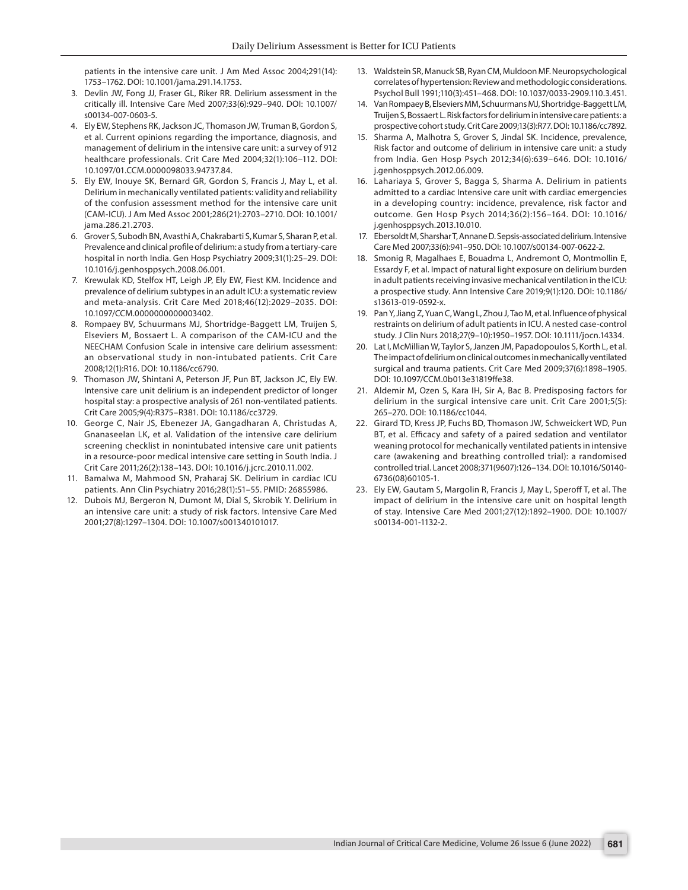patients in the intensive care unit. J Am Med Assoc 2004;291(14): 1753–1762. DOI: 10.1001/jama.291.14.1753.

3. Devlin JW, Fong JJ, Fraser GL, Riker RR. Delirium assessment in the critically ill. Intensive Care Med 2007;33(6):929–940. DOI: 10.1007/s00134-007-0603-5.
4. Ely EW, Stephens RK, Jackson JC, Thomason JW, Truman B, Gordon S, et al. Current opinions regarding the importance, diagnosis, and management of delirium in the intensive care unit: a survey of 912 healthcare professionals. Crit Care Med 2004;32(1):106–112. DOI: 10.1097/01.CCM.0000098033.94737.84.
5. Ely EW, Inouye SK, Bernard GR, Gordon S, Francis J, May L, et al. Delirium in mechanically ventilated patients: validity and reliability of the confusion assessment method for the intensive care unit (CAM-ICU). J Am Med Assoc 2001;286(21):2703–2710. DOI: 10.1001/jama.286.21.2703.
6. Grover S, Subodh BN, Avasthi A, Chakrabarti S, Kumar S, Sharan P, et al. Prevalence and clinical profile of delirium: a study from a tertiary-care hospital in north India. Gen Hosp Psychiatry 2009;31(1):25–29. DOI: 10.1016/j.genhosppsych.2008.06.001.
7. Krewulak KD, Stelfox HT, Leigh JP, Ely EW, Fiest KM. Incidence and prevalence of delirium subtypes in an adult ICU: a systematic review and meta-analysis. Crit Care Med 2018;46(12):2029–2035. DOI: 10.1097/CCM.0000000000003402.
8. Rompaey BV, Schuurmans MJ, Shortridge-Baggett LM, Truijen S, Elseviers M, Bossaert L. A comparison of the CAM-ICU and the NEECHAM Confusion Scale in intensive care delirium assessment: an observational study in non-intubated patients. Crit Care 2008;12(1):R16. DOI: 10.1186/cc6790.
9. Thomason JW, Shintani A, Peterson JF, Pun BT, Jackson JC, Ely EW. Intensive care unit delirium is an independent predictor of longer hospital stay: a prospective analysis of 261 non-ventilated patients. Crit Care 2005;9(4):R375–R381. DOI: 10.1186/cc3729.
10. George C, Nair JS, Ebenezer JA, Gangadharan A, Christudas A, Gnanaseelan LK, et al. Validation of the intensive care delirium screening checklist in nonintubated intensive care unit patients in a resource-poor medical intensive care setting in South India. J Crit Care 2011;26(2):138–143. DOI: 10.1016/j.jcrc.2010.11.002.
11. Bamalwa M, Mahmood SN, Praharaj SK. Delirium in cardiac ICU patients. Ann Clin Psychiatry 2016;28(1):51–55. PMID: 26855986.
12. Dubois MJ, Bergeron N, Dumont M, Dial S, Skrobik Y. Delirium in an intensive care unit: a study of risk factors. Intensive Care Med 2001;27(8):1297–1304. DOI: 10.1007/s001340101017.
13. Waldstein SR, Manuck SB, Ryan CM, Muldoon MF. Neuropsychological correlates of hypertension: Review and methodologic considerations. Psychol Bull 1991;110(3):451–468. DOI: 10.1037/0033-2909.110.3.451.
14. Van Rompaey B, Elseviers MM, Schuurmans MJ, Shortridge-Baggett LM, Truijen S, Bossaert L. Risk factors for delirium in intensive care patients: a prospective cohort study. Crit Care 2009;13(3):R77. DOI: 10.1186/cc7892.
15. Sharma A, Malhotra S, Grover S, Jindal SK. Incidence, prevalence, Risk factor and outcome of delirium in intensive care unit: a study from India. Gen Hosp Psych 2012;34(6):639–646. DOI: 10.1016/j.genhosppsych.2012.06.009.
16. Lahariaya S, Grover S, Bagga S, Sharma A. Delirium in patients admitted to a cardiac Intensive care unit with cardiac emergencies in a developing country: incidence, prevalence, risk factor and outcome. Gen Hosp Psych 2014;36(2):156–164. DOI: 10.1016/j.genhosppsych.2013.10.010.
17. Ebersoldt M, Sharshar T, Annane D. Sepsis-associated delirium. Intensive Care Med 2007;33(6):941–950. DOI: 10.1007/s00134-007-0622-2.
18. Smonig R, Magalhaes E, Bouadma L, Andremont O, Montmollin E, Essardy F, et al. Impact of natural light exposure on delirium burden in adult patients receiving invasive mechanical ventilation in the ICU: a prospective study. Ann Intensive Care 2019;9(1):120. DOI: 10.1186/s13613-019-0592-x.
19. Pan Y, Jiang Z, Yuan C, Wang L, Zhou J, Tao M, et al. Influence of physical restraints on delirium of adult patients in ICU. A nested case-control study. J Clin Nurs 2018;27(9–10):1950–1957. DOI: 10.1111/jocn.14334.
20. Lat I, McMillian W, Taylor S, Janzen JM, Papadopoulos S, Korth L, et al. The impact of delirium on clinical outcomes in mechanically ventilated surgical and trauma patients. Crit Care Med 2009;37(6):1898–1905. DOI: 10.1097/CCM.0b013e31819ffe38.
21. Aldemir M, Ozen S, Kara IH, Sir A, Bac B. Predisposing factors for delirium in the surgical intensive care unit. Crit Care 2001;5(5): 265–270. DOI: 10.1186/cc1044.
22. Girard TD, Kress JP, Fuchs BD, Thomason JW, Schweickert WD, Pun BT, et al. Efficacy and safety of a paired sedation and ventilator weaning protocol for mechanically ventilated patients in intensive care (awakening and breathing controlled trial): a randomised controlled trial. Lancet 2008;371(9607):126–134. DOI: 10.1016/S0140-6736(08)60105-1.
23. Ely EW, Gautam S, Margolin R, Francis J, May L, Speroff T, et al. The impact of delirium in the intensive care unit on hospital length of stay. Intensive Care Med 2001;27(12):1892–1900. DOI: 10.1007/s00134-001-1132-2.